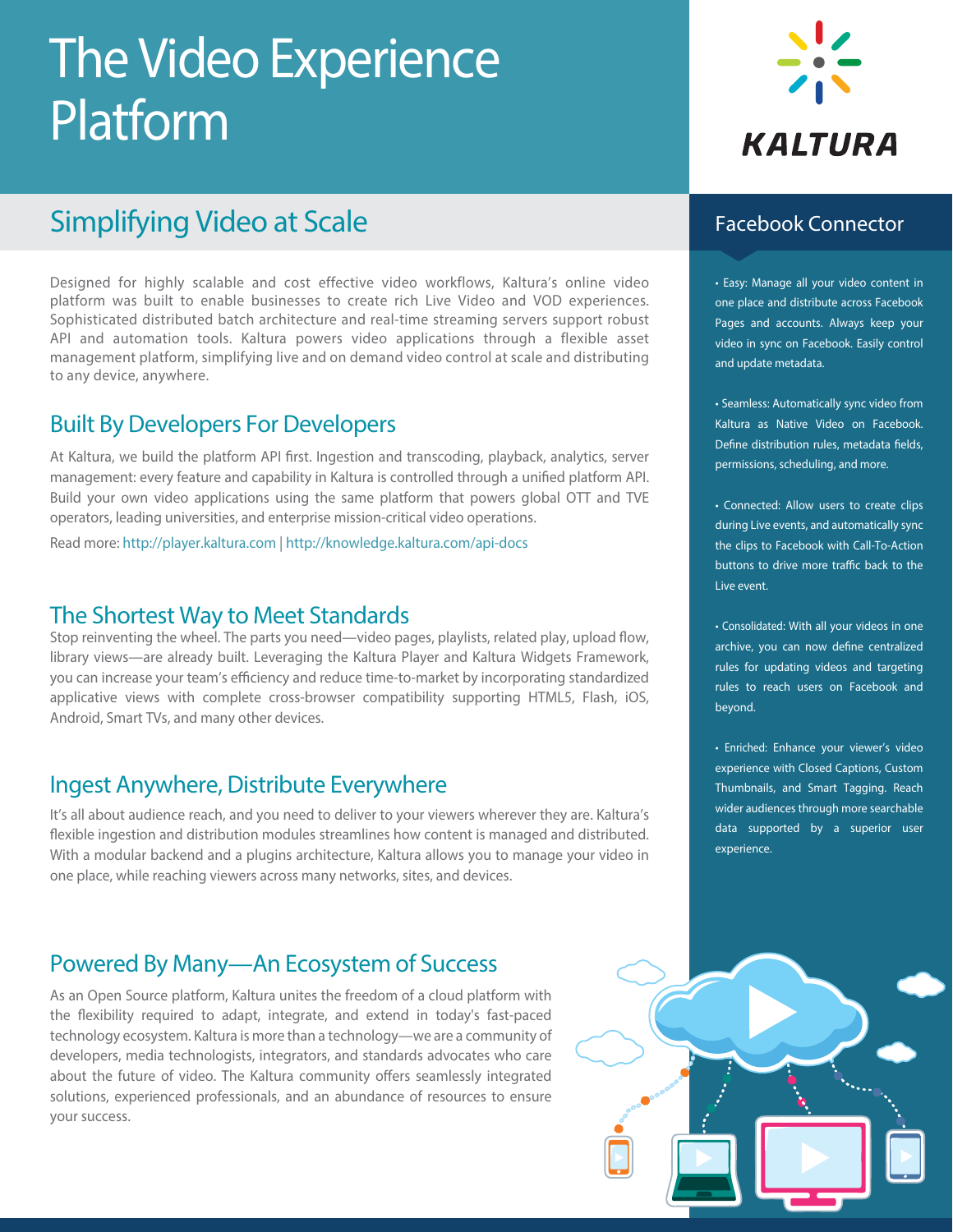# The Video Experience Platform

KALTURA

## Simplifying Video at Scale

Designed for highly scalable and cost effective video workflows, Kaltura's online video platform was built to enable businesses to create rich Live Video and VOD experiences. Sophisticated distributed batch architecture and real-time streaming servers support robust API and automation tools. Kaltura powers video applications through a flexible asset management platform, simplifying live and on demand video control at scale and distributing to any device, anywhere.

## Built By Developers For Developers

At Kaltura, we build the platform API first. Ingestion and transcoding, playback, analytics, server management: every feature and capability in Kaltura is controlled through a unified platform API. Build your own video applications using the same platform that powers global OTT and TVE operators, leading universities, and enterprise mission-critical video operations.

Read more: http://player.kaltura.com | http://knowledge.kaltura.com/api-docs

## The Shortest Way to Meet Standards

Stop reinventing the wheel. The parts you need—video pages, playlists, related play, upload flow, library views—are already built. Leveraging the Kaltura Player and Kaltura Widgets Framework, you can increase your team's efficiency and reduce time-to-market by incorporating standardized applicative views with complete cross-browser compatibility supporting HTML5, Flash, iOS, Android, Smart TVs, and many other devices.

## Ingest Anywhere, Distribute Everywhere

It's all about audience reach, and you need to deliver to your viewers wherever they are. Kaltura's flexible ingestion and distribution modules streamlines how content is managed and distributed. With a modular backend and a plugins architecture, Kaltura allows you to manage your video in one place, while reaching viewers across many networks, sites, and devices.

## Powered By Many—An Ecosystem of Success

As an Open Source platform, Kaltura unites the freedom of a cloud platform with the flexibility required to adapt, integrate, and extend in today's fast-paced technology ecosystem. Kaltura is more than a technology—we are a community of developers, media technologists, integrators, and standards advocates who care about the future of video. The Kaltura community offers seamlessly integrated solutions, experienced professionals, and an abundance of resources to ensure your success.

## Facebook Connector

- Easy: Manage all your video content in one place and distribute across Facebook Pages and accounts. Always keep your video in sync on Facebook. Easily control and update metadata.
- Seamless: Automatically sync video from Kaltura as Native Video on Facebook. Define distribution rules, metadata fields, permissions, scheduling, and more.
- Connected: Allow users to create clips during Live events, and automatically sync the clips to Facebook with Call-To-Action buttons to drive more traffic back to the Live event.
- Consolidated: With all your videos in one archive, you can now define centralized rules for updating videos and targeting rules to reach users on Facebook and beyond.
- Enriched: Enhance your viewer's video experience with Closed Captions, Custom Thumbnails, and Smart Tagging. Reach wider audiences through more searchable data supported by a superior user experience.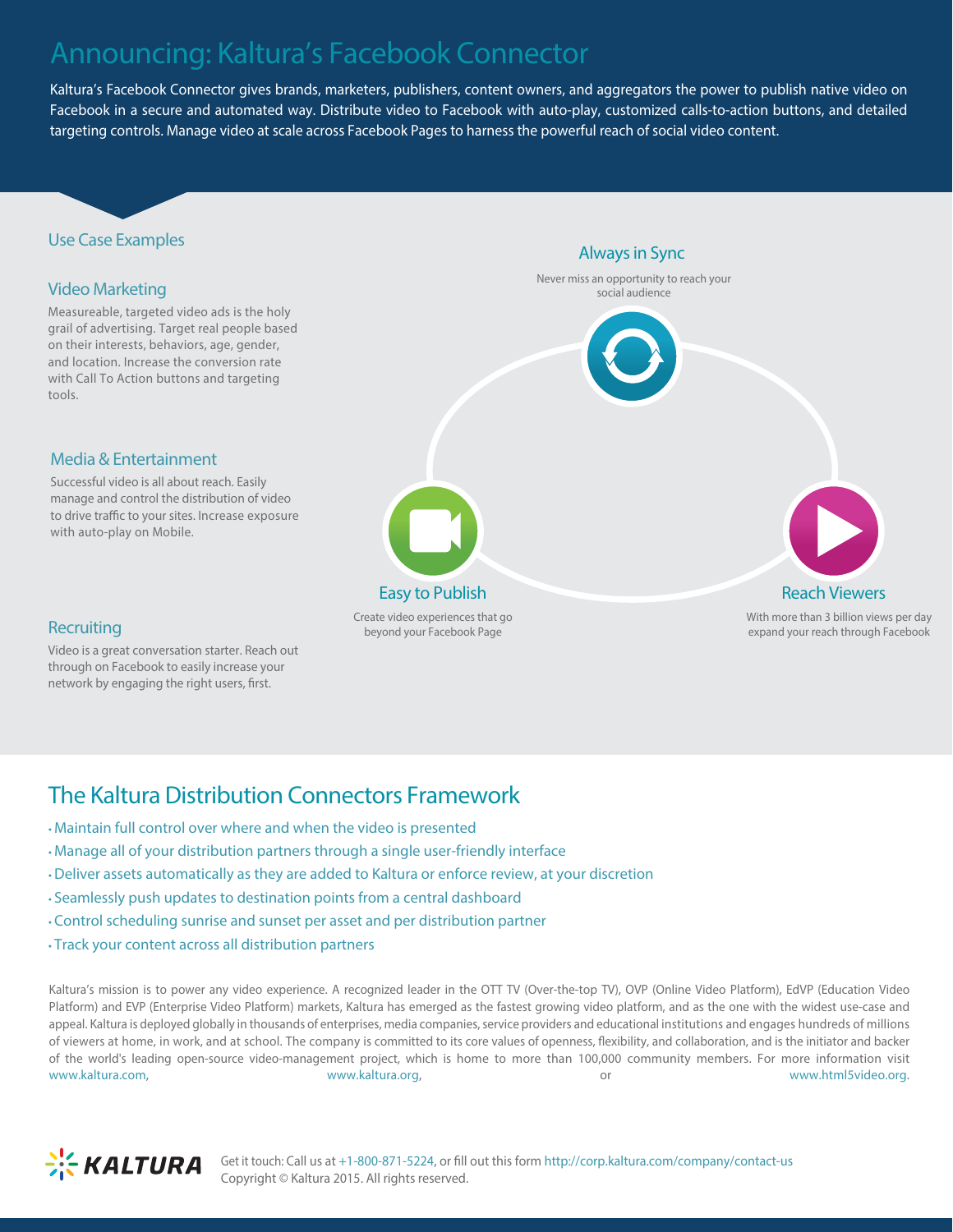# Announcing: Kaltura's Facebook Connector

Kaltura's Facebook Connector gives brands, marketers, publishers, content owners, and aggregators the power to publish native video on Facebook in a secure and automated way. Distribute video to Facebook with auto-play, customized calls-to-action buttons, and detailed targeting controls. Manage video at scale across Facebook Pages to harness the powerful reach of social video content.

## Use Case Examples

### Video Marketing

Measureable, targeted video ads is the holy grail of advertising. Target real people based on their interests, behaviors, age, gender, and location. Increase the conversion rate with Call To Action buttons and targeting tools.

### Media & Entertainment

Successful video is all about reach. Easily manage and control the distribution of video to drive traffic to your sites. Increase exposure with auto-play on Mobile.

### Recruiting

Video is a great conversation starter. Reach out through on Facebook to easily increase your network by engaging the right users, first.

### Always in Sync

Never miss an opportunity to reach your social audience

### Easy to Publish

Create video experiences that go beyond your Facebook Page

### Reach Viewers

With more than 3 billion views per day expand your reach through Facebook

## The Kaltura Distribution Connectors Framework

- Maintain full control over where and when the video is presented
- Manage all of your distribution partners through a single user-friendly interface
- Deliver assets automatically as they are added to Kaltura or enforce review, at your discretion
- Seamlessly push updates to destination points from a central dashboard
- Control scheduling sunrise and sunset per asset and per distribution partner
- Track your content across all distribution partners

Kaltura's mission is to power any video experience. A recognized leader in the OTT TV (Over-the-top TV), OVP (Online Video Platform), EdVP (Education Video Platform) and EVP (Enterprise Video Platform) markets, Kaltura has emerged as the fastest growing video platform, and as the one with the widest use-case and appeal. Kaltura is deployed globally in thousands of enterprises, media companies, service providers and educational institutions and engages hundreds of millions of viewers at home, in work, and at school. The company is committed to its core values of openness, flexibility, and collaboration, and is the initiator and backer of the world's leading open-source video-management project, which is home to more than 100,000 community members. For more information visit www.kaltura.com, www.kaltura.org, or www.html5video.org.

KALTURA

Get it touch: Call us at +1-800-871-5224, or fill out this form http://corp.kaltura.com/company/contact-us
Copyright © Kaltura 2015. All rights reserved.